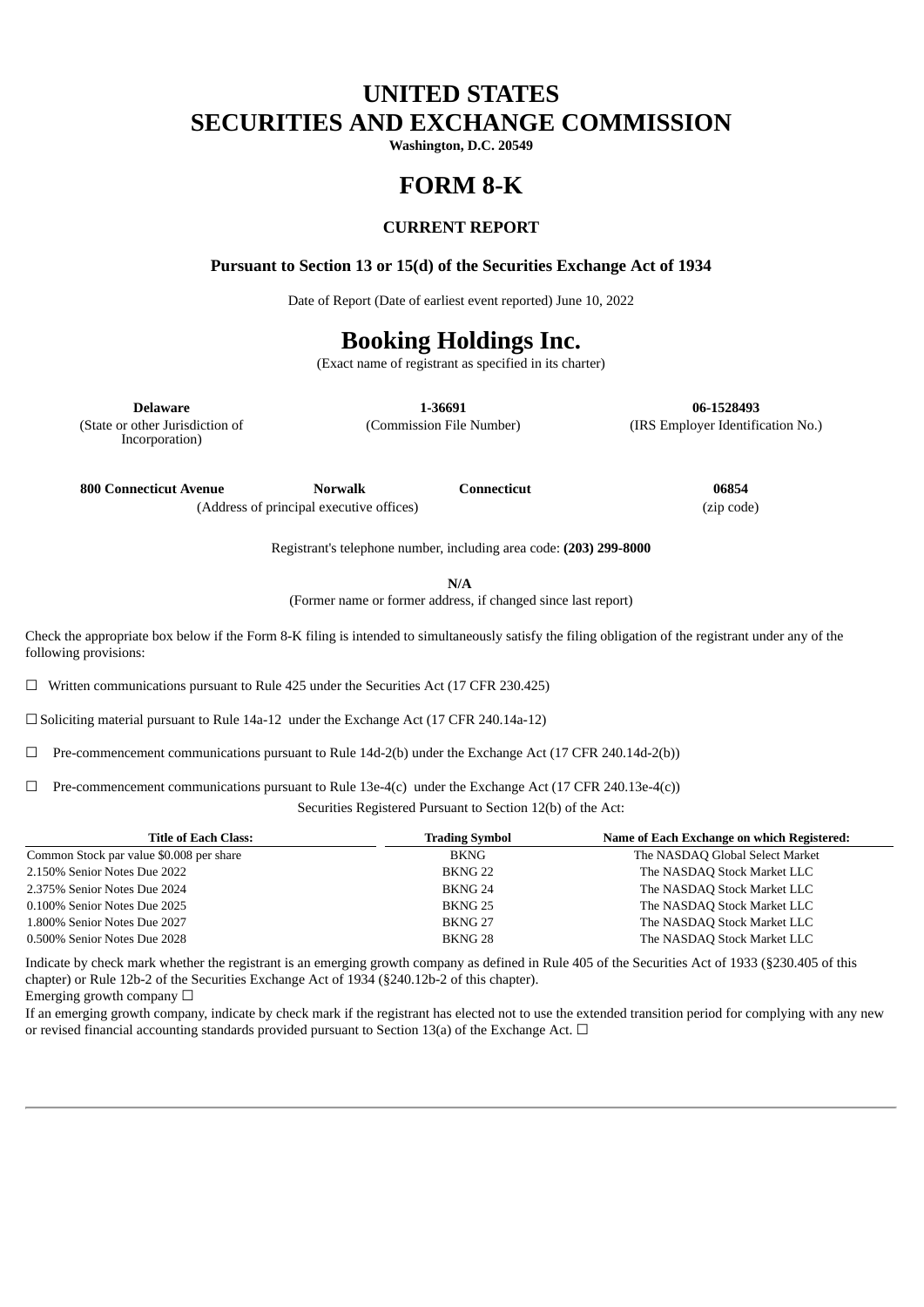# UNITED STATES
# SECURITIES AND EXCHANGE COMMISSION

**Washington, D.C. 20549**

# FORM 8-K

### CURRENT REPORT

**Pursuant to Section 13 or 15(d) of the Securities Exchange Act of 1934**

Date of Report (Date of earliest event reported) June 10, 2022

# Booking Holdings Inc.

(Exact name of registrant as specified in its charter)

| **Delaware** | **1-36691** | **06-1528493** |
|---|---|---|
| (State or other Jurisdiction of Incorporation) | (Commission File Number) | (IRS Employer Identification No.) |

| **800 Connecticut Avenue** | **Norwalk** | **Connecticut** | **06854** |
|---|---|---|---|
| (Address of principal executive offices) | | | (zip code) |

Registrant's telephone number, including area code: **(203) 299-8000**

**N/A**

(Former name or former address, if changed since last report)

Check the appropriate box below if the Form 8-K filing is intended to simultaneously satisfy the filing obligation of the registrant under any of the following provisions:

☐ Written communications pursuant to Rule 425 under the Securities Act (17 CFR 230.425)

☐ Soliciting material pursuant to Rule 14a-12 under the Exchange Act (17 CFR 240.14a-12)

☐ Pre-commencement communications pursuant to Rule 14d-2(b) under the Exchange Act (17 CFR 240.14d-2(b))

☐ Pre-commencement communications pursuant to Rule 13e-4(c) under the Exchange Act (17 CFR 240.13e-4(c))

Securities Registered Pursuant to Section 12(b) of the Act:

| Title of Each Class: | Trading Symbol | Name of Each Exchange on which Registered: |
|---|---|---|
| Common Stock par value $0.008 per share | BKNG | The NASDAQ Global Select Market |
| 2.150% Senior Notes Due 2022 | BKNG 22 | The NASDAQ Stock Market LLC |
| 2.375% Senior Notes Due 2024 | BKNG 24 | The NASDAQ Stock Market LLC |
| 0.100% Senior Notes Due 2025 | BKNG 25 | The NASDAQ Stock Market LLC |
| 1.800% Senior Notes Due 2027 | BKNG 27 | The NASDAQ Stock Market LLC |
| 0.500% Senior Notes Due 2028 | BKNG 28 | The NASDAQ Stock Market LLC |

Indicate by check mark whether the registrant is an emerging growth company as defined in Rule 405 of the Securities Act of 1933 (§230.405 of this chapter) or Rule 12b-2 of the Securities Exchange Act of 1934 (§240.12b-2 of this chapter).

Emerging growth company ☐

If an emerging growth company, indicate by check mark if the registrant has elected not to use the extended transition period for complying with any new or revised financial accounting standards provided pursuant to Section 13(a) of the Exchange Act. ☐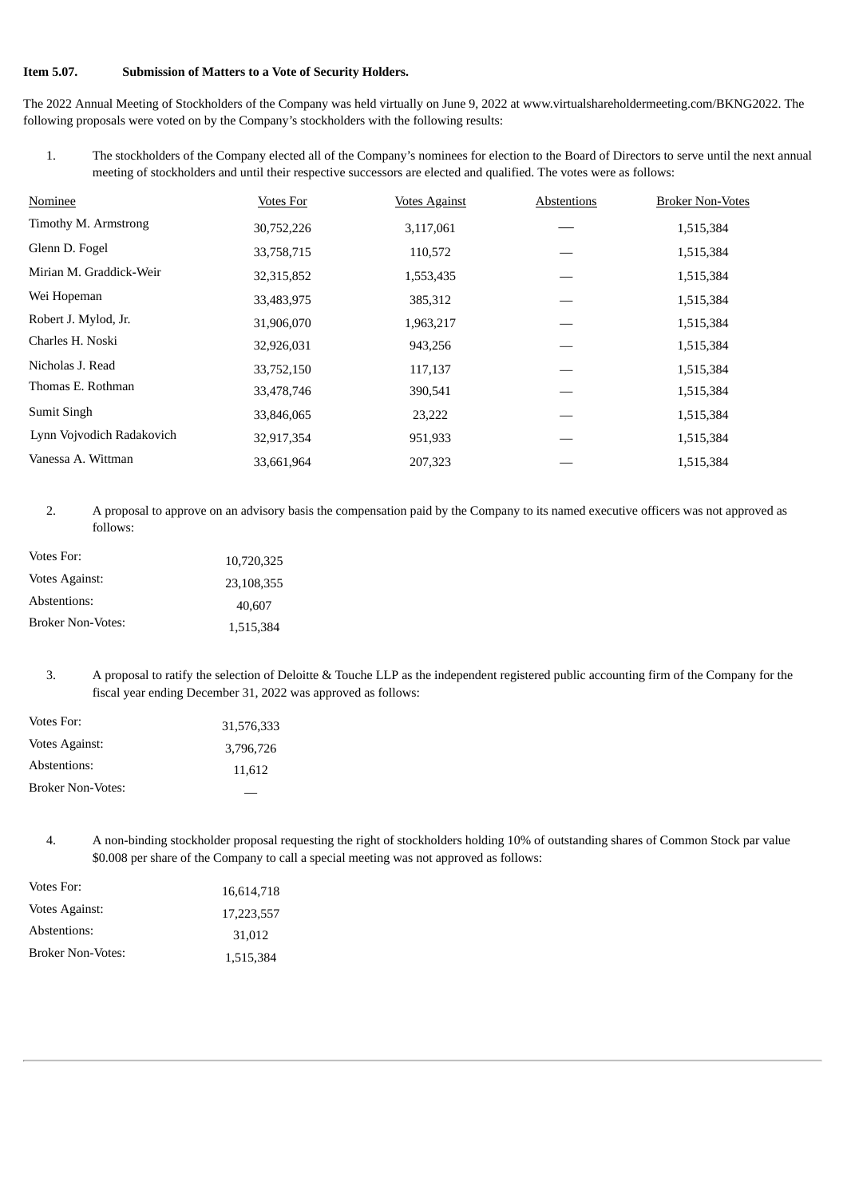**Item 5.07. Submission of Matters to a Vote of Security Holders.**

The 2022 Annual Meeting of Stockholders of the Company was held virtually on June 9, 2022 at www.virtualshareholdermeeting.com/BKNG2022. The following proposals were voted on by the Company's stockholders with the following results:

1. The stockholders of the Company elected all of the Company's nominees for election to the Board of Directors to serve until the next annual meeting of stockholders and until their respective successors are elected and qualified. The votes were as follows:

| Nominee | Votes For | Votes Against | Abstentions | Broker Non-Votes |
|---|---|---|---|---|
| Timothy M. Armstrong | 30,752,226 | 3,117,061 | — | 1,515,384 |
| Glenn D. Fogel | 33,758,715 | 110,572 | — | 1,515,384 |
| Mirian M. Graddick-Weir | 32,315,852 | 1,553,435 | — | 1,515,384 |
| Wei Hopeman | 33,483,975 | 385,312 | — | 1,515,384 |
| Robert J. Mylod, Jr. | 31,906,070 | 1,963,217 | — | 1,515,384 |
| Charles H. Noski | 32,926,031 | 943,256 | — | 1,515,384 |
| Nicholas J. Read | 33,752,150 | 117,137 | — | 1,515,384 |
| Thomas E. Rothman | 33,478,746 | 390,541 | — | 1,515,384 |
| Sumit Singh | 33,846,065 | 23,222 | — | 1,515,384 |
| Lynn Vojvodich Radakovich | 32,917,354 | 951,933 | — | 1,515,384 |
| Vanessa A. Wittman | 33,661,964 | 207,323 | — | 1,515,384 |

2. A proposal to approve on an advisory basis the compensation paid by the Company to its named executive officers was not approved as follows:

| | |
|---|---|
| Votes For: | 10,720,325 |
| Votes Against: | 23,108,355 |
| Abstentions: | 40,607 |
| Broker Non-Votes: | 1,515,384 |

3. A proposal to ratify the selection of Deloitte & Touche LLP as the independent registered public accounting firm of the Company for the fiscal year ending December 31, 2022 was approved as follows:

| | |
|---|---|
| Votes For: | 31,576,333 |
| Votes Against: | 3,796,726 |
| Abstentions: | 11,612 |
| Broker Non-Votes: | — |

4. A non-binding stockholder proposal requesting the right of stockholders holding 10% of outstanding shares of Common Stock par value $0.008 per share of the Company to call a special meeting was not approved as follows:

| | |
|---|---|
| Votes For: | 16,614,718 |
| Votes Against: | 17,223,557 |
| Abstentions: | 31,012 |
| Broker Non-Votes: | 1,515,384 |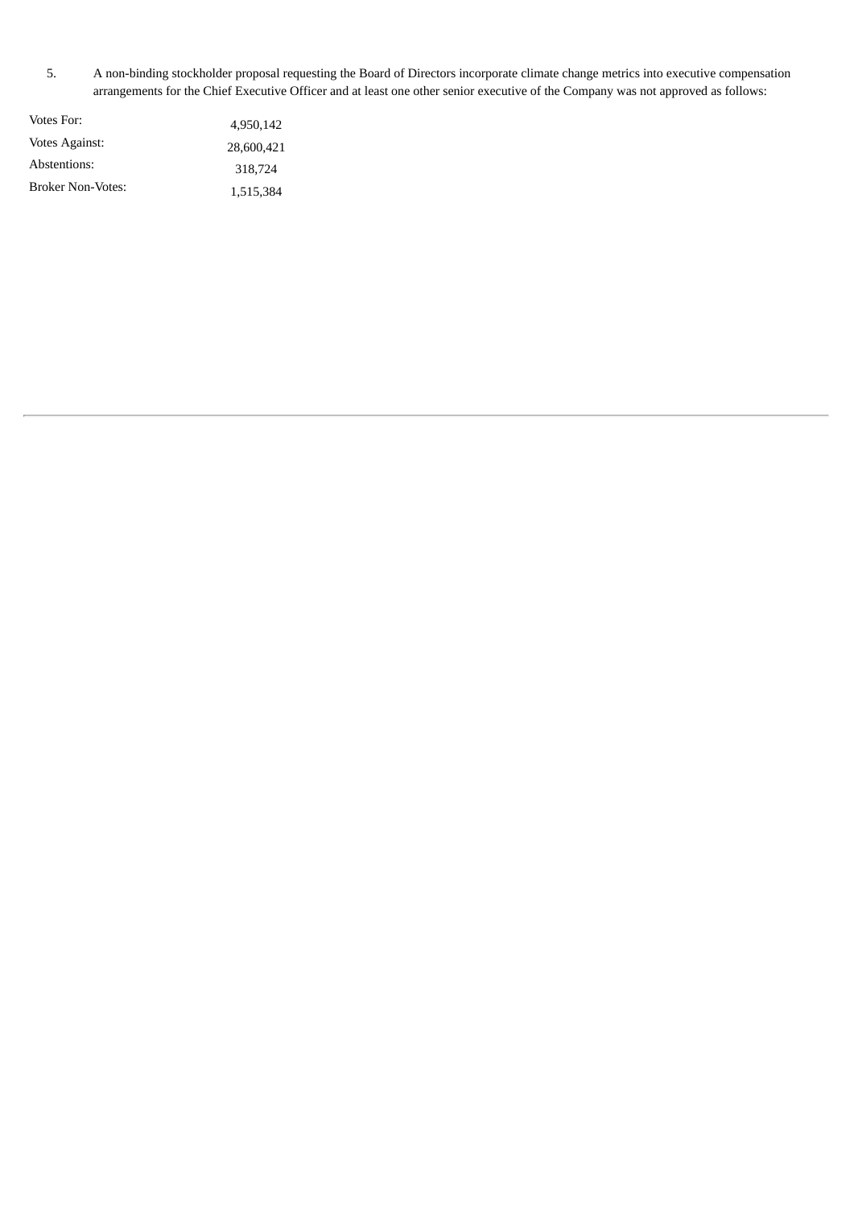5. A non-binding stockholder proposal requesting the Board of Directors incorporate climate change metrics into executive compensation arrangements for the Chief Executive Officer and at least one other senior executive of the Company was not approved as follows:

| | |
|---|---|
| Votes For: | 4,950,142 |
| Votes Against: | 28,600,421 |
| Abstentions: | 318,724 |
| Broker Non-Votes: | 1,515,384 |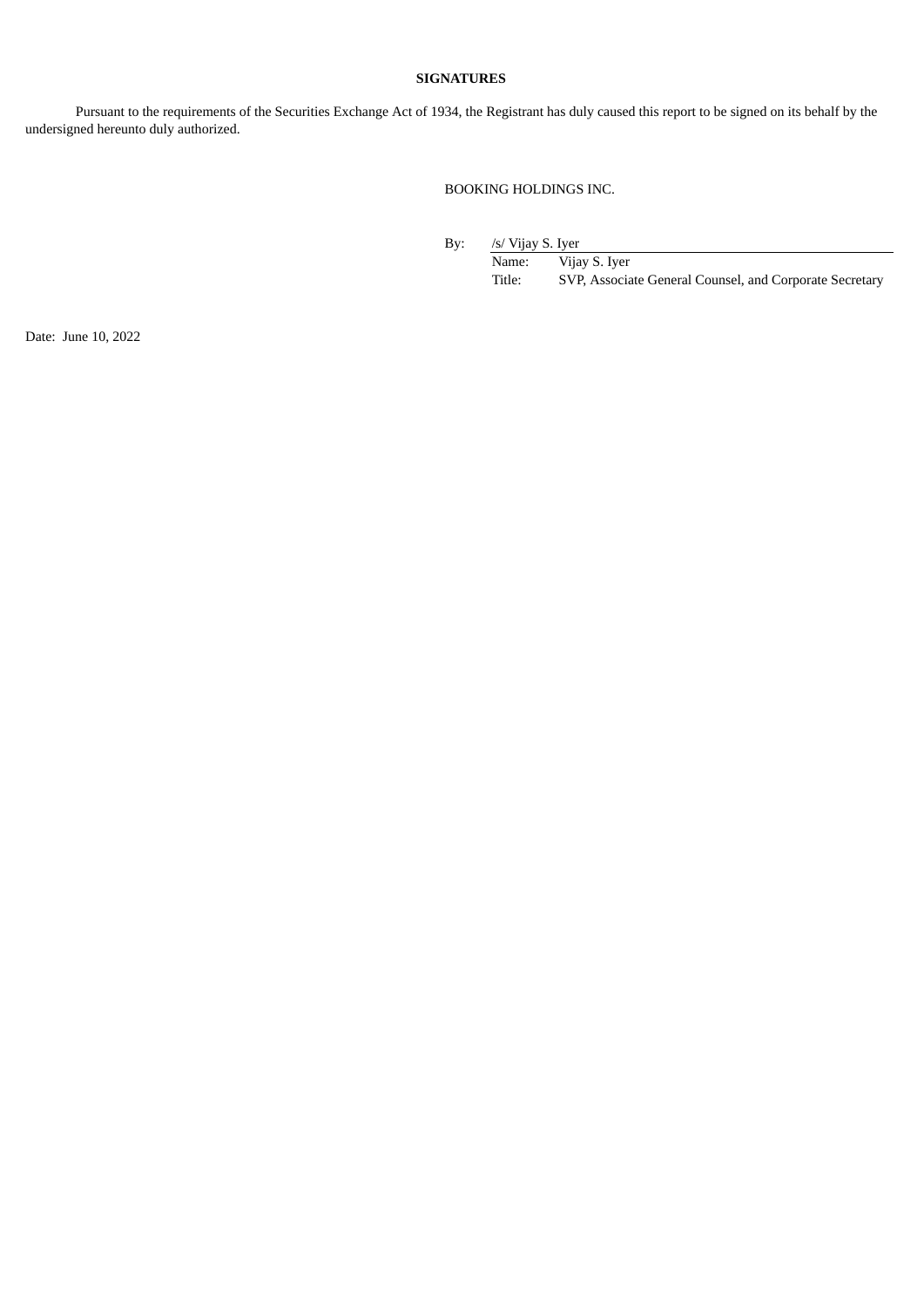**SIGNATURES**

Pursuant to the requirements of the Securities Exchange Act of 1934, the Registrant has duly caused this report to be signed on its behalf by the undersigned hereunto duly authorized.

BOOKING HOLDINGS INC.

By: /s/ Vijay S. Iyer
Name: Vijay S. Iyer
Title: SVP, Associate General Counsel, and Corporate Secretary

Date: June 10, 2022